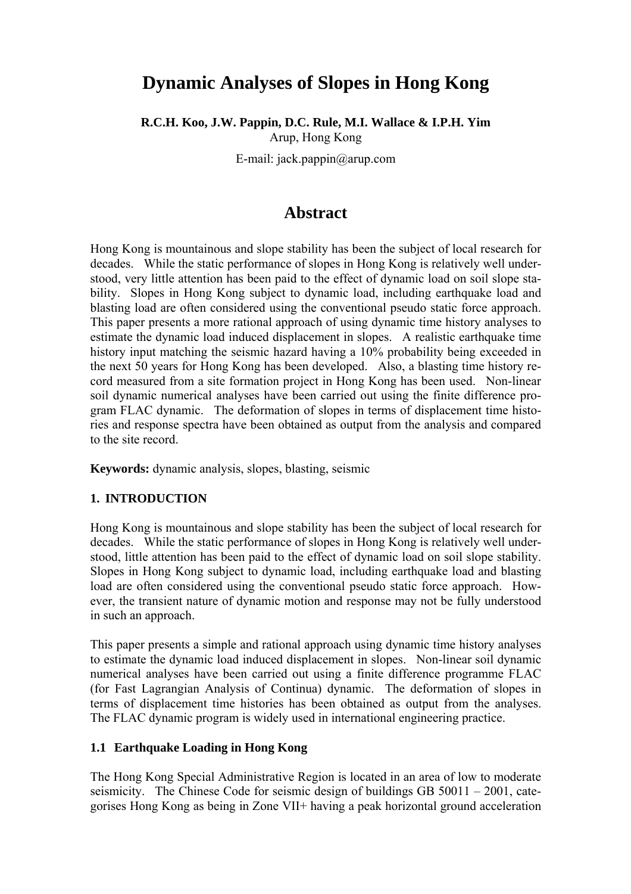# Dynamic Analyses of Slopes in Hong Kong

**R.C.H. Koo, J.W. Pappin, D.C. Rule, M.I. Wallace & I.P.H. Yim**
Arup, Hong Kong

E-mail: jack.pappin@arup.com

## Abstract

Hong Kong is mountainous and slope stability has been the subject of local research for decades. While the static performance of slopes in Hong Kong is relatively well understood, very little attention has been paid to the effect of dynamic load on soil slope stability. Slopes in Hong Kong subject to dynamic load, including earthquake load and blasting load are often considered using the conventional pseudo static force approach. This paper presents a more rational approach of using dynamic time history analyses to estimate the dynamic load induced displacement in slopes. A realistic earthquake time history input matching the seismic hazard having a 10% probability being exceeded in the next 50 years for Hong Kong has been developed. Also, a blasting time history record measured from a site formation project in Hong Kong has been used. Non-linear soil dynamic numerical analyses have been carried out using the finite difference program FLAC dynamic. The deformation of slopes in terms of displacement time histories and response spectra have been obtained as output from the analysis and compared to the site record.

**Keywords:** dynamic analysis, slopes, blasting, seismic

### 1. INTRODUCTION

Hong Kong is mountainous and slope stability has been the subject of local research for decades. While the static performance of slopes in Hong Kong is relatively well understood, little attention has been paid to the effect of dynamic load on soil slope stability. Slopes in Hong Kong subject to dynamic load, including earthquake load and blasting load are often considered using the conventional pseudo static force approach. However, the transient nature of dynamic motion and response may not be fully understood in such an approach.

This paper presents a simple and rational approach using dynamic time history analyses to estimate the dynamic load induced displacement in slopes. Non-linear soil dynamic numerical analyses have been carried out using a finite difference programme FLAC (for Fast Lagrangian Analysis of Continua) dynamic. The deformation of slopes in terms of displacement time histories has been obtained as output from the analyses. The FLAC dynamic program is widely used in international engineering practice.

#### 1.1 Earthquake Loading in Hong Kong

The Hong Kong Special Administrative Region is located in an area of low to moderate seismicity. The Chinese Code for seismic design of buildings GB 50011 – 2001, categorises Hong Kong as being in Zone VII+ having a peak horizontal ground acceleration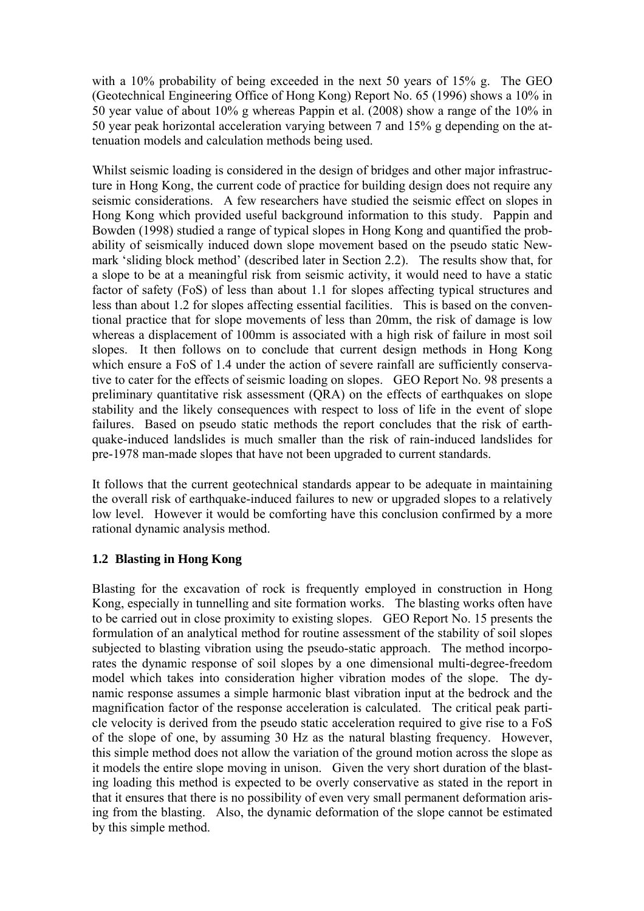with a 10% probability of being exceeded in the next 50 years of 15% g. The GEO (Geotechnical Engineering Office of Hong Kong) Report No. 65 (1996) shows a 10% in 50 year value of about 10% g whereas Pappin et al. (2008) show a range of the 10% in 50 year peak horizontal acceleration varying between 7 and 15% g depending on the attenuation models and calculation methods being used.

Whilst seismic loading is considered in the design of bridges and other major infrastructure in Hong Kong, the current code of practice for building design does not require any seismic considerations. A few researchers have studied the seismic effect on slopes in Hong Kong which provided useful background information to this study. Pappin and Bowden (1998) studied a range of typical slopes in Hong Kong and quantified the probability of seismically induced down slope movement based on the pseudo static Newmark 'sliding block method' (described later in Section 2.2). The results show that, for a slope to be at a meaningful risk from seismic activity, it would need to have a static factor of safety (FoS) of less than about 1.1 for slopes affecting typical structures and less than about 1.2 for slopes affecting essential facilities. This is based on the conventional practice that for slope movements of less than 20mm, the risk of damage is low whereas a displacement of 100mm is associated with a high risk of failure in most soil slopes. It then follows on to conclude that current design methods in Hong Kong which ensure a FoS of 1.4 under the action of severe rainfall are sufficiently conservative to cater for the effects of seismic loading on slopes. GEO Report No. 98 presents a preliminary quantitative risk assessment (QRA) on the effects of earthquakes on slope stability and the likely consequences with respect to loss of life in the event of slope failures. Based on pseudo static methods the report concludes that the risk of earthquake-induced landslides is much smaller than the risk of rain-induced landslides for pre-1978 man-made slopes that have not been upgraded to current standards.

It follows that the current geotechnical standards appear to be adequate in maintaining the overall risk of earthquake-induced failures to new or upgraded slopes to a relatively low level. However it would be comforting have this conclusion confirmed by a more rational dynamic analysis method.

### 1.2 Blasting in Hong Kong

Blasting for the excavation of rock is frequently employed in construction in Hong Kong, especially in tunnelling and site formation works. The blasting works often have to be carried out in close proximity to existing slopes. GEO Report No. 15 presents the formulation of an analytical method for routine assessment of the stability of soil slopes subjected to blasting vibration using the pseudo-static approach. The method incorporates the dynamic response of soil slopes by a one dimensional multi-degree-freedom model which takes into consideration higher vibration modes of the slope. The dynamic response assumes a simple harmonic blast vibration input at the bedrock and the magnification factor of the response acceleration is calculated. The critical peak particle velocity is derived from the pseudo static acceleration required to give rise to a FoS of the slope of one, by assuming 30 Hz as the natural blasting frequency. However, this simple method does not allow the variation of the ground motion across the slope as it models the entire slope moving in unison. Given the very short duration of the blasting loading this method is expected to be overly conservative as stated in the report in that it ensures that there is no possibility of even very small permanent deformation arising from the blasting. Also, the dynamic deformation of the slope cannot be estimated by this simple method.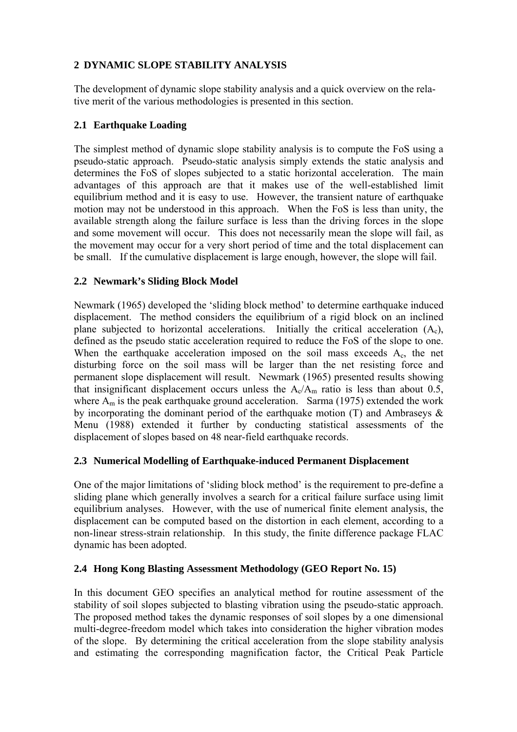## 2 DYNAMIC SLOPE STABILITY ANALYSIS

The development of dynamic slope stability analysis and a quick overview on the relative merit of the various methodologies is presented in this section.

### 2.1 Earthquake Loading

The simplest method of dynamic slope stability analysis is to compute the FoS using a pseudo-static approach. Pseudo-static analysis simply extends the static analysis and determines the FoS of slopes subjected to a static horizontal acceleration. The main advantages of this approach are that it makes use of the well-established limit equilibrium method and it is easy to use. However, the transient nature of earthquake motion may not be understood in this approach. When the FoS is less than unity, the available strength along the failure surface is less than the driving forces in the slope and some movement will occur. This does not necessarily mean the slope will fail, as the movement may occur for a very short period of time and the total displacement can be small. If the cumulative displacement is large enough, however, the slope will fail.

### 2.2 Newmark's Sliding Block Model

Newmark (1965) developed the 'sliding block method' to determine earthquake induced displacement. The method considers the equilibrium of a rigid block on an inclined plane subjected to horizontal accelerations. Initially the critical acceleration ($A_c$), defined as the pseudo static acceleration required to reduce the FoS of the slope to one. When the earthquake acceleration imposed on the soil mass exceeds $A_c$, the net disturbing force on the soil mass will be larger than the net resisting force and permanent slope displacement will result. Newmark (1965) presented results showing that insignificant displacement occurs unless the $A_c/A_m$ ratio is less than about 0.5, where $A_m$ is the peak earthquake ground acceleration. Sarma (1975) extended the work by incorporating the dominant period of the earthquake motion (T) and Ambraseys & Menu (1988) extended it further by conducting statistical assessments of the displacement of slopes based on 48 near-field earthquake records.

### 2.3 Numerical Modelling of Earthquake-induced Permanent Displacement

One of the major limitations of 'sliding block method' is the requirement to pre-define a sliding plane which generally involves a search for a critical failure surface using limit equilibrium analyses. However, with the use of numerical finite element analysis, the displacement can be computed based on the distortion in each element, according to a non-linear stress-strain relationship. In this study, the finite difference package FLAC dynamic has been adopted.

### 2.4 Hong Kong Blasting Assessment Methodology (GEO Report No. 15)

In this document GEO specifies an analytical method for routine assessment of the stability of soil slopes subjected to blasting vibration using the pseudo-static approach. The proposed method takes the dynamic responses of soil slopes by a one dimensional multi-degree-freedom model which takes into consideration the higher vibration modes of the slope. By determining the critical acceleration from the slope stability analysis and estimating the corresponding magnification factor, the Critical Peak Particle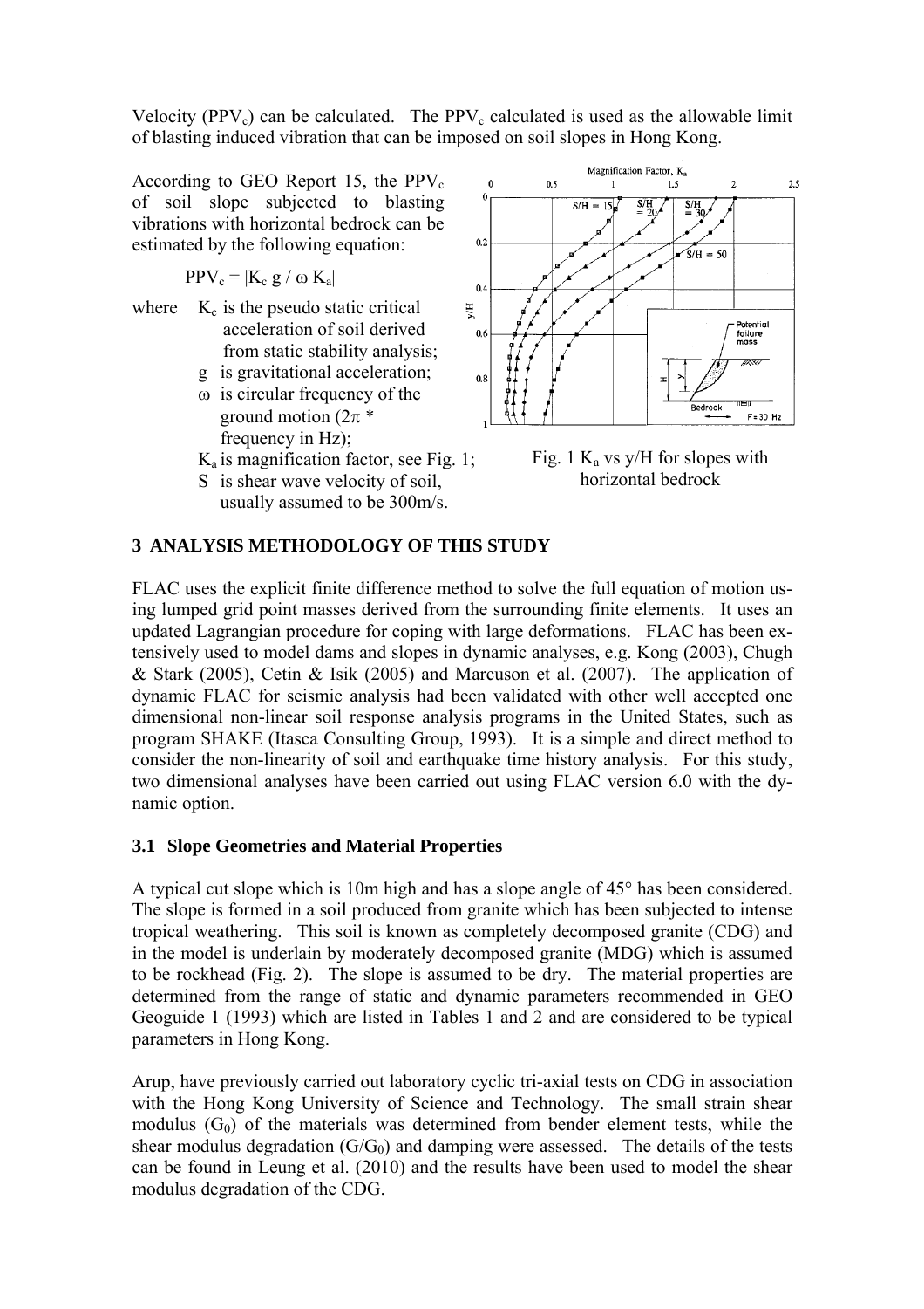Velocity ($PPV_c$) can be calculated. The $PPV_c$ calculated is used as the allowable limit of blasting induced vibration that can be imposed on soil slopes in Hong Kong.

According to GEO Report 15, the $PPV_c$ of soil slope subjected to blasting vibrations with horizontal bedrock can be estimated by the following equation:

$$PPV_c = |K_c \, g / \omega \, K_a|$$

where $K_c$ is the pseudo static critical acceleration of soil derived from static stability analysis;
$g$ is gravitational acceleration;
$\omega$ is circular frequency of the ground motion ($2\pi$ * frequency in Hz);
$K_a$ is magnification factor, see Fig. 1;
$S$ is shear wave velocity of soil, usually assumed to be 300m/s.

Fig. 1 $K_a$ vs y/H for slopes with horizontal bedrock

## 3 ANALYSIS METHODOLOGY OF THIS STUDY

FLAC uses the explicit finite difference method to solve the full equation of motion using lumped grid point masses derived from the surrounding finite elements. It uses an updated Lagrangian procedure for coping with large deformations. FLAC has been extensively used to model dams and slopes in dynamic analyses, e.g. Kong (2003), Chugh & Stark (2005), Cetin & Isik (2005) and Marcuson et al. (2007). The application of dynamic FLAC for seismic analysis had been validated with other well accepted one dimensional non-linear soil response analysis programs in the United States, such as program SHAKE (Itasca Consulting Group, 1993). It is a simple and direct method to consider the non-linearity of soil and earthquake time history analysis. For this study, two dimensional analyses have been carried out using FLAC version 6.0 with the dynamic option.

### 3.1 Slope Geometries and Material Properties

A typical cut slope which is 10m high and has a slope angle of 45° has been considered. The slope is formed in a soil produced from granite which has been subjected to intense tropical weathering. This soil is known as completely decomposed granite (CDG) and in the model is underlain by moderately decomposed granite (MDG) which is assumed to be rockhead (Fig. 2). The slope is assumed to be dry. The material properties are determined from the range of static and dynamic parameters recommended in GEO Geoguide 1 (1993) which are listed in Tables 1 and 2 and are considered to be typical parameters in Hong Kong.

Arup, have previously carried out laboratory cyclic tri-axial tests on CDG in association with the Hong Kong University of Science and Technology. The small strain shear modulus ($G_0$) of the materials was determined from bender element tests, while the shear modulus degradation ($G/G_0$) and damping were assessed. The details of the tests can be found in Leung et al. (2010) and the results have been used to model the shear modulus degradation of the CDG.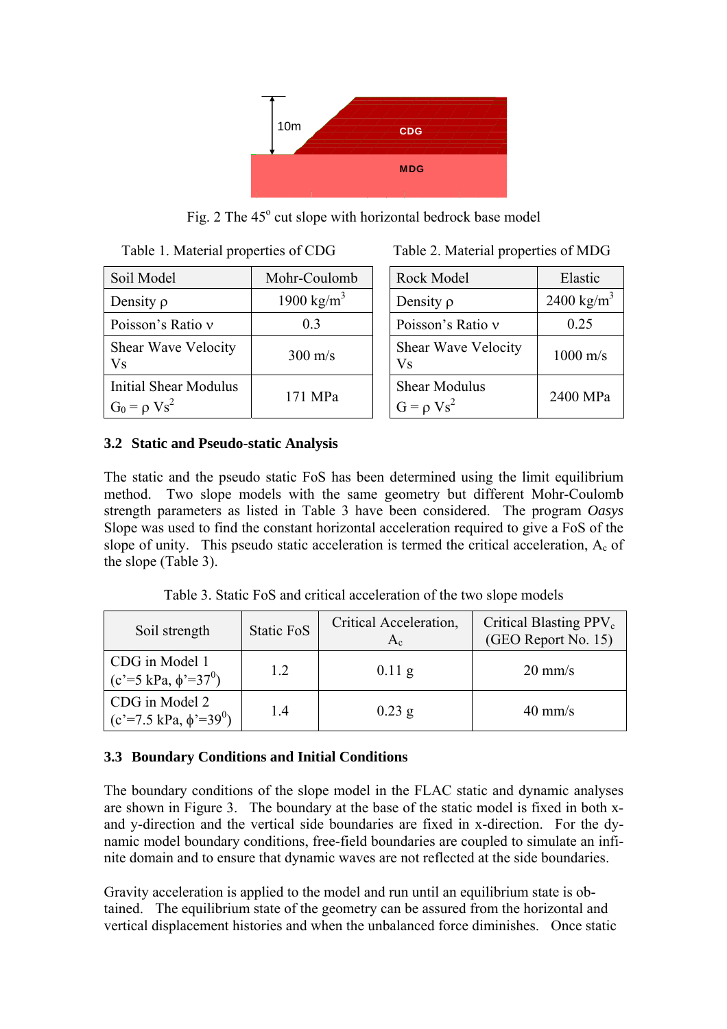Fig. 2 The 45° cut slope with horizontal bedrock base model

Table 1. Material properties of CDG

| Soil Model | Mohr-Coulomb |
|---|---|
| Density $\rho$ | 1900 kg/m$^3$ |
| Poisson's Ratio $\nu$ | 0.3 |
| Shear Wave Velocity Vs | 300 m/s |
| Initial Shear Modulus $G_0 = \rho\ Vs^2$ | 171 MPa |

Table 2. Material properties of MDG

| Rock Model | Elastic |
|---|---|
| Density $\rho$ | 2400 kg/m$^3$ |
| Poisson's Ratio $\nu$ | 0.25 |
| Shear Wave Velocity Vs | 1000 m/s |
| Shear Modulus $G = \rho\ Vs^2$ | 2400 MPa |

### 3.2 Static and Pseudo-static Analysis

The static and the pseudo static FoS has been determined using the limit equilibrium method. Two slope models with the same geometry but different Mohr-Coulomb strength parameters as listed in Table 3 have been considered. The program *Oasys* Slope was used to find the constant horizontal acceleration required to give a FoS of the slope of unity. This pseudo static acceleration is termed the critical acceleration, $A_c$ of the slope (Table 3).

Table 3. Static FoS and critical acceleration of the two slope models

| Soil strength | Static FoS | Critical Acceleration, $A_c$ | Critical Blasting $PPV_c$ (GEO Report No. 15) |
|---|---|---|---|
| CDG in Model 1 ($c'$=5 kPa, $\phi'$=37$^0$) | 1.2 | 0.11 g | 20 mm/s |
| CDG in Model 2 ($c'$=7.5 kPa, $\phi'$=39$^0$) | 1.4 | 0.23 g | 40 mm/s |

### 3.3 Boundary Conditions and Initial Conditions

The boundary conditions of the slope model in the FLAC static and dynamic analyses are shown in Figure 3. The boundary at the base of the static model is fixed in both x- and y-direction and the vertical side boundaries are fixed in x-direction. For the dynamic model boundary conditions, free-field boundaries are coupled to simulate an infinite domain and to ensure that dynamic waves are not reflected at the side boundaries.

Gravity acceleration is applied to the model and run until an equilibrium state is obtained. The equilibrium state of the geometry can be assured from the horizontal and vertical displacement histories and when the unbalanced force diminishes. Once static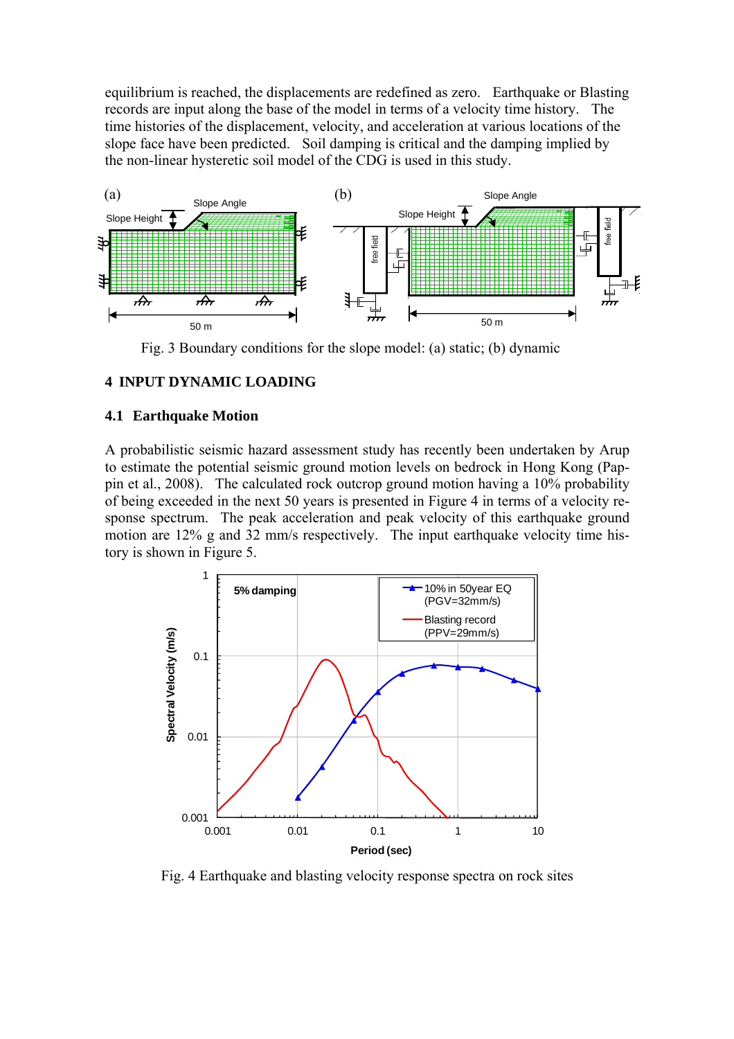equilibrium is reached, the displacements are redefined as zero. Earthquake or Blasting records are input along the base of the model in terms of a velocity time history. The time histories of the displacement, velocity, and acceleration at various locations of the slope face have been predicted. Soil damping is critical and the damping implied by the non-linear hysteretic soil model of the CDG is used in this study.

Fig. 3 Boundary conditions for the slope model: (a) static; (b) dynamic

## 4 INPUT DYNAMIC LOADING

### 4.1 Earthquake Motion

A probabilistic seismic hazard assessment study has recently been undertaken by Arup to estimate the potential seismic ground motion levels on bedrock in Hong Kong (Pappin et al., 2008). The calculated rock outcrop ground motion having a 10% probability of being exceeded in the next 50 years is presented in Figure 4 in terms of a velocity response spectrum. The peak acceleration and peak velocity of this earthquake ground motion are 12% g and 32 mm/s respectively. The input earthquake velocity time history is shown in Figure 5.

Fig. 4 Earthquake and blasting velocity response spectra on rock sites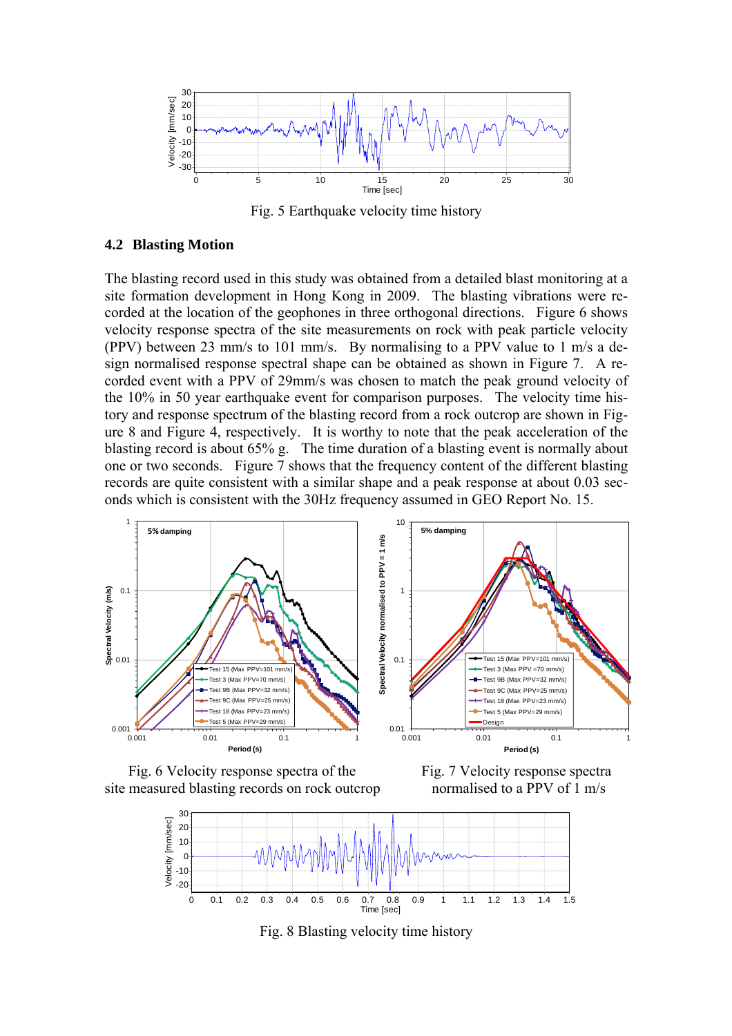Fig. 5 Earthquake velocity time history

## 4.2 Blasting Motion

The blasting record used in this study was obtained from a detailed blast monitoring at a site formation development in Hong Kong in 2009. The blasting vibrations were recorded at the location of the geophones in three orthogonal directions. Figure 6 shows velocity response spectra of the site measurements on rock with peak particle velocity (PPV) between 23 mm/s to 101 mm/s. By normalising to a PPV value to 1 m/s a design normalised response spectral shape can be obtained as shown in Figure 7. A recorded event with a PPV of 29mm/s was chosen to match the peak ground velocity of the 10% in 50 year earthquake event for comparison purposes. The velocity time history and response spectrum of the blasting record from a rock outcrop are shown in Figure 8 and Figure 4, respectively. It is worthy to note that the peak acceleration of the blasting record is about 65% g. The time duration of a blasting event is normally about one or two seconds. Figure 7 shows that the frequency content of the different blasting records are quite consistent with a similar shape and a peak response at about 0.03 seconds which is consistent with the 30Hz frequency assumed in GEO Report No. 15.

Fig. 6 Velocity response spectra of the site measured blasting records on rock outcrop

Fig. 7 Velocity response spectra normalised to a PPV of 1 m/s

Fig. 8 Blasting velocity time history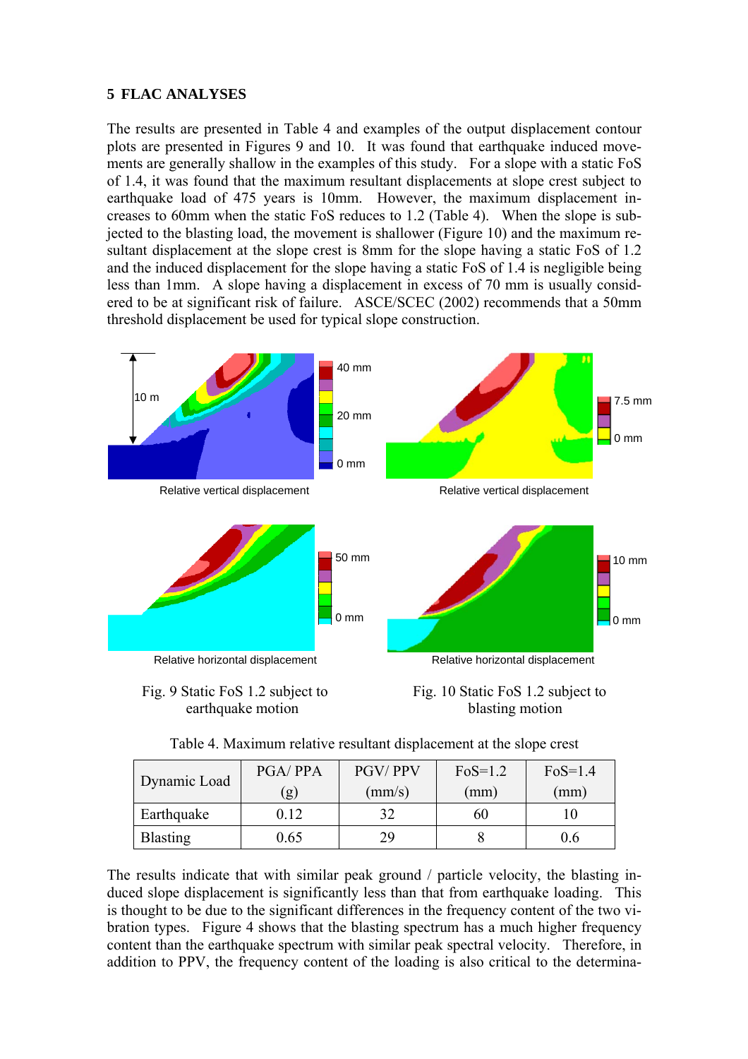## 5 FLAC ANALYSES

The results are presented in Table 4 and examples of the output displacement contour plots are presented in Figures 9 and 10. It was found that earthquake induced movements are generally shallow in the examples of this study. For a slope with a static FoS of 1.4, it was found that the maximum resultant displacements at slope crest subject to earthquake load of 475 years is 10mm. However, the maximum displacement increases to 60mm when the static FoS reduces to 1.2 (Table 4). When the slope is subjected to the blasting load, the movement is shallower (Figure 10) and the maximum resultant displacement at the slope crest is 8mm for the slope having a static FoS of 1.2 and the induced displacement for the slope having a static FoS of 1.4 is negligible being less than 1mm. A slope having a displacement in excess of 70 mm is usually considered to be at significant risk of failure. ASCE/SCEC (2002) recommends that a 50mm threshold displacement be used for typical slope construction.

Relative vertical displacement

Relative horizontal displacement

Fig. 9 Static FoS 1.2 subject to earthquake motion

Relative vertical displacement

Relative horizontal displacement

Fig. 10 Static FoS 1.2 subject to blasting motion

Table 4. Maximum relative resultant displacement at the slope crest

| Dynamic Load | PGA/ PPA (g) | PGV/ PPV (mm/s) | FoS=1.2 (mm) | FoS=1.4 (mm) |
|---|---|---|---|---|
| Earthquake | 0.12 | 32 | 60 | 10 |
| Blasting | 0.65 | 29 | 8 | 0.6 |

The results indicate that with similar peak ground / particle velocity, the blasting induced slope displacement is significantly less than that from earthquake loading. This is thought to be due to the significant differences in the frequency content of the two vibration types. Figure 4 shows that the blasting spectrum has a much higher frequency content than the earthquake spectrum with similar peak spectral velocity. Therefore, in addition to PPV, the frequency content of the loading is also critical to the determina-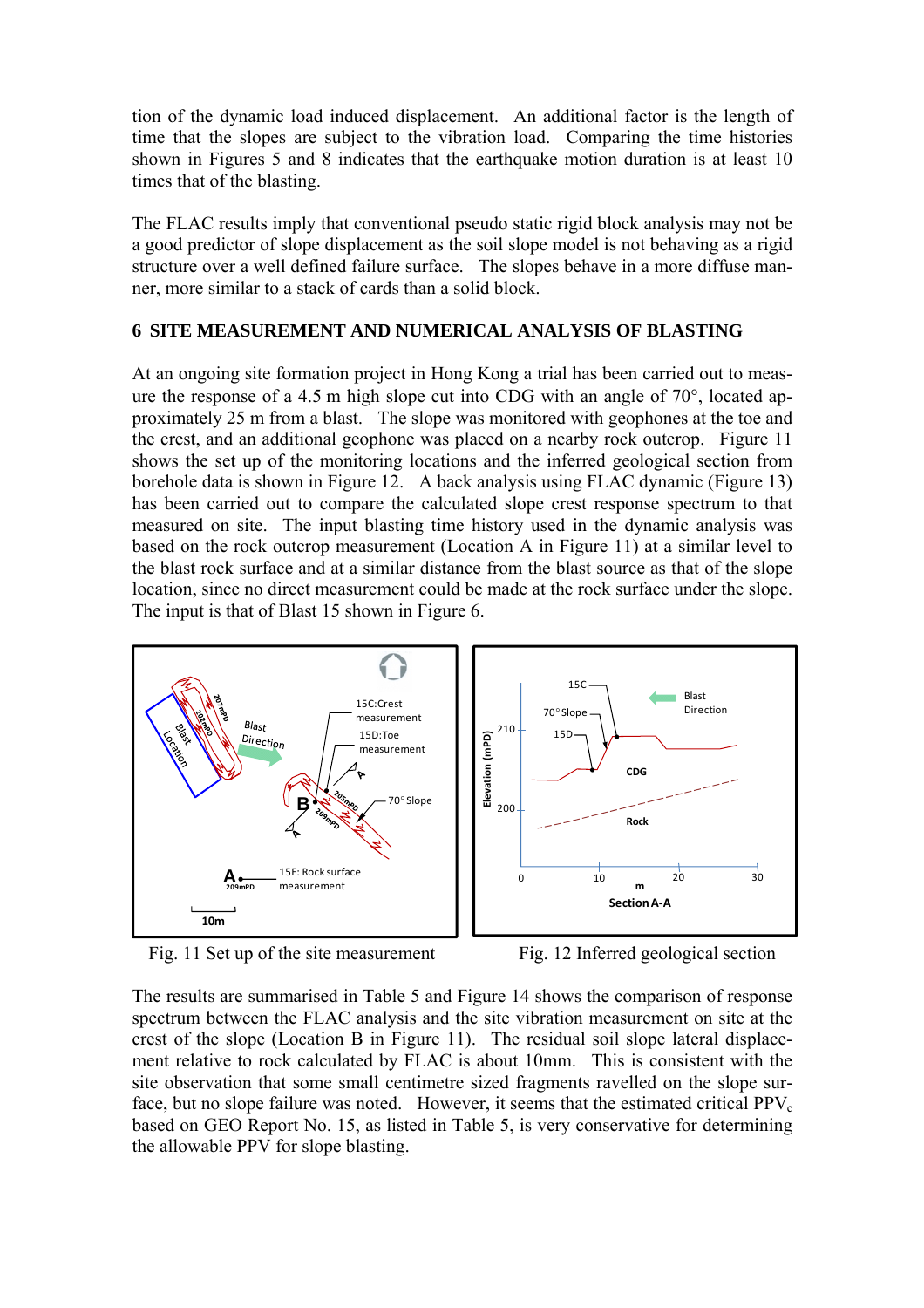tion of the dynamic load induced displacement. An additional factor is the length of time that the slopes are subject to the vibration load. Comparing the time histories shown in Figures 5 and 8 indicates that the earthquake motion duration is at least 10 times that of the blasting.

The FLAC results imply that conventional pseudo static rigid block analysis may not be a good predictor of slope displacement as the soil slope model is not behaving as a rigid structure over a well defined failure surface. The slopes behave in a more diffuse manner, more similar to a stack of cards than a solid block.

## 6 SITE MEASUREMENT AND NUMERICAL ANALYSIS OF BLASTING

At an ongoing site formation project in Hong Kong a trial has been carried out to measure the response of a 4.5 m high slope cut into CDG with an angle of 70°, located approximately 25 m from a blast. The slope was monitored with geophones at the toe and the crest, and an additional geophone was placed on a nearby rock outcrop. Figure 11 shows the set up of the monitoring locations and the inferred geological section from borehole data is shown in Figure 12. A back analysis using FLAC dynamic (Figure 13) has been carried out to compare the calculated slope crest response spectrum to that measured on site. The input blasting time history used in the dynamic analysis was based on the rock outcrop measurement (Location A in Figure 11) at a similar level to the blast rock surface and at a similar distance from the blast source as that of the slope location, since no direct measurement could be made at the rock surface under the slope. The input is that of Blast 15 shown in Figure 6.

Fig. 11 Set up of the site measurement

Fig. 12 Inferred geological section

The results are summarised in Table 5 and Figure 14 shows the comparison of response spectrum between the FLAC analysis and the site vibration measurement on site at the crest of the slope (Location B in Figure 11). The residual soil slope lateral displacement relative to rock calculated by FLAC is about 10mm. This is consistent with the site observation that some small centimetre sized fragments ravelled on the slope surface, but no slope failure was noted. However, it seems that the estimated critical $PPV_c$ based on GEO Report No. 15, as listed in Table 5, is very conservative for determining the allowable PPV for slope blasting.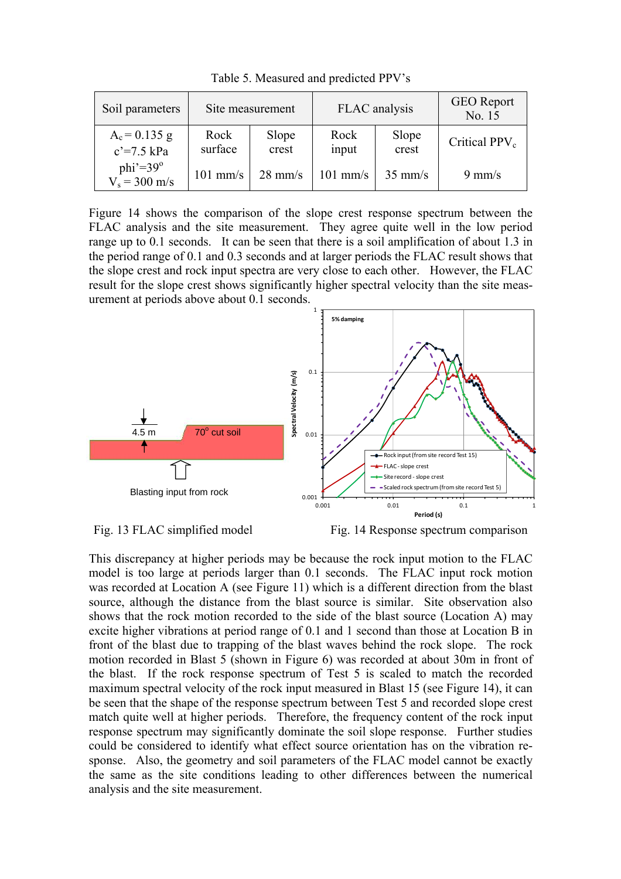Table 5. Measured and predicted PPV's

| Soil parameters | Site measurement | | FLAC analysis | | GEO Report No. 15 |
|---|---|---|---|---|---|
| $A_c = 0.135$ g | Rock surface | Slope crest | Rock input | Slope crest | Critical $PPV_c$ |
| $c' = 7.5$ kPa, phi'=39°, $V_s = 300$ m/s | 101 mm/s | 28 mm/s | 101 mm/s | 35 mm/s | 9 mm/s |

Figure 14 shows the comparison of the slope crest response spectrum between the FLAC analysis and the site measurement. They agree quite well in the low period range up to 0.1 seconds. It can be seen that there is a soil amplification of about 1.3 in the period range of 0.1 and 0.3 seconds and at larger periods the FLAC result shows that the slope crest and rock input spectra are very close to each other. However, the FLAC result for the slope crest shows significantly higher spectral velocity than the site measurement at periods above about 0.1 seconds.

Fig. 13 FLAC simplified model

Fig. 14 Response spectrum comparison

This discrepancy at higher periods may be because the rock input motion to the FLAC model is too large at periods larger than 0.1 seconds. The FLAC input rock motion was recorded at Location A (see Figure 11) which is a different direction from the blast source, although the distance from the blast source is similar. Site observation also shows that the rock motion recorded to the side of the blast source (Location A) may excite higher vibrations at period range of 0.1 and 1 second than those at Location B in front of the blast due to trapping of the blast waves behind the rock slope. The rock motion recorded in Blast 5 (shown in Figure 6) was recorded at about 30m in front of the blast. If the rock response spectrum of Test 5 is scaled to match the recorded maximum spectral velocity of the rock input measured in Blast 15 (see Figure 14), it can be seen that the shape of the response spectrum between Test 5 and recorded slope crest match quite well at higher periods. Therefore, the frequency content of the rock input response spectrum may significantly dominate the soil slope response. Further studies could be considered to identify what effect source orientation has on the vibration response. Also, the geometry and soil parameters of the FLAC model cannot be exactly the same as the site conditions leading to other differences between the numerical analysis and the site measurement.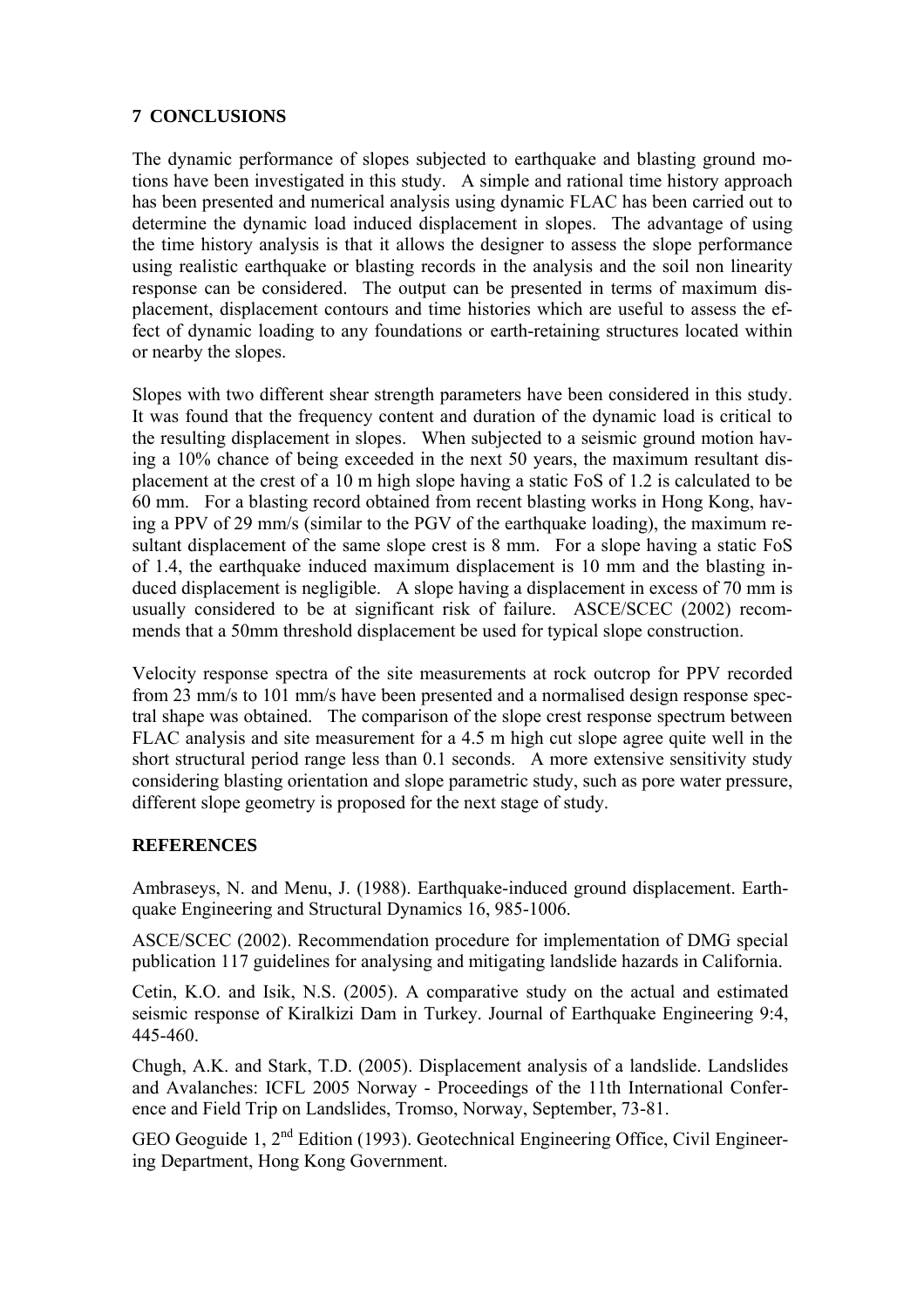## 7 CONCLUSIONS

The dynamic performance of slopes subjected to earthquake and blasting ground motions have been investigated in this study. A simple and rational time history approach has been presented and numerical analysis using dynamic FLAC has been carried out to determine the dynamic load induced displacement in slopes. The advantage of using the time history analysis is that it allows the designer to assess the slope performance using realistic earthquake or blasting records in the analysis and the soil non linearity response can be considered. The output can be presented in terms of maximum displacement, displacement contours and time histories which are useful to assess the effect of dynamic loading to any foundations or earth-retaining structures located within or nearby the slopes.

Slopes with two different shear strength parameters have been considered in this study. It was found that the frequency content and duration of the dynamic load is critical to the resulting displacement in slopes. When subjected to a seismic ground motion having a 10% chance of being exceeded in the next 50 years, the maximum resultant displacement at the crest of a 10 m high slope having a static FoS of 1.2 is calculated to be 60 mm. For a blasting record obtained from recent blasting works in Hong Kong, having a PPV of 29 mm/s (similar to the PGV of the earthquake loading), the maximum resultant displacement of the same slope crest is 8 mm. For a slope having a static FoS of 1.4, the earthquake induced maximum displacement is 10 mm and the blasting induced displacement is negligible. A slope having a displacement in excess of 70 mm is usually considered to be at significant risk of failure. ASCE/SCEC (2002) recommends that a 50mm threshold displacement be used for typical slope construction.

Velocity response spectra of the site measurements at rock outcrop for PPV recorded from 23 mm/s to 101 mm/s have been presented and a normalised design response spectral shape was obtained. The comparison of the slope crest response spectrum between FLAC analysis and site measurement for a 4.5 m high cut slope agree quite well in the short structural period range less than 0.1 seconds. A more extensive sensitivity study considering blasting orientation and slope parametric study, such as pore water pressure, different slope geometry is proposed for the next stage of study.

## REFERENCES

Ambraseys, N. and Menu, J. (1988). Earthquake-induced ground displacement. Earthquake Engineering and Structural Dynamics 16, 985-1006.

ASCE/SCEC (2002). Recommendation procedure for implementation of DMG special publication 117 guidelines for analysing and mitigating landslide hazards in California.

Cetin, K.O. and Isik, N.S. (2005). A comparative study on the actual and estimated seismic response of Kiralkizi Dam in Turkey. Journal of Earthquake Engineering 9:4, 445-460.

Chugh, A.K. and Stark, T.D. (2005). Displacement analysis of a landslide. Landslides and Avalanches: ICFL 2005 Norway - Proceedings of the 11th International Conference and Field Trip on Landslides, Tromso, Norway, September, 73-81.

GEO Geoguide 1, 2nd Edition (1993). Geotechnical Engineering Office, Civil Engineering Department, Hong Kong Government.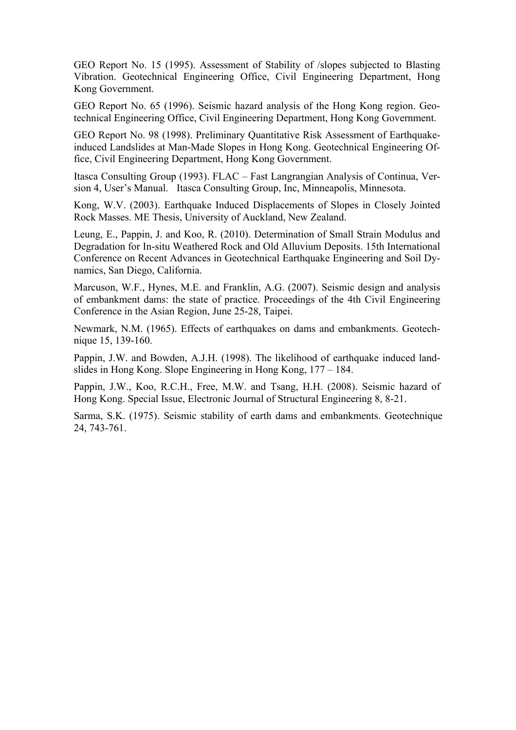GEO Report No. 15 (1995). Assessment of Stability of /slopes subjected to Blasting Vibration. Geotechnical Engineering Office, Civil Engineering Department, Hong Kong Government.

GEO Report No. 65 (1996). Seismic hazard analysis of the Hong Kong region. Geotechnical Engineering Office, Civil Engineering Department, Hong Kong Government.

GEO Report No. 98 (1998). Preliminary Quantitative Risk Assessment of Earthquake-induced Landslides at Man-Made Slopes in Hong Kong. Geotechnical Engineering Office, Civil Engineering Department, Hong Kong Government.

Itasca Consulting Group (1993). FLAC – Fast Langrangian Analysis of Continua, Version 4, User's Manual. Itasca Consulting Group, Inc, Minneapolis, Minnesota.

Kong, W.V. (2003). Earthquake Induced Displacements of Slopes in Closely Jointed Rock Masses. ME Thesis, University of Auckland, New Zealand.

Leung, E., Pappin, J. and Koo, R. (2010). Determination of Small Strain Modulus and Degradation for In-situ Weathered Rock and Old Alluvium Deposits. 15th International Conference on Recent Advances in Geotechnical Earthquake Engineering and Soil Dynamics, San Diego, California.

Marcuson, W.F., Hynes, M.E. and Franklin, A.G. (2007). Seismic design and analysis of embankment dams: the state of practice. Proceedings of the 4th Civil Engineering Conference in the Asian Region, June 25-28, Taipei.

Newmark, N.M. (1965). Effects of earthquakes on dams and embankments. Geotechnique 15, 139-160.

Pappin, J.W. and Bowden, A.J.H. (1998). The likelihood of earthquake induced landslides in Hong Kong. Slope Engineering in Hong Kong, 177 – 184.

Pappin, J.W., Koo, R.C.H., Free, M.W. and Tsang, H.H. (2008). Seismic hazard of Hong Kong. Special Issue, Electronic Journal of Structural Engineering 8, 8-21.

Sarma, S.K. (1975). Seismic stability of earth dams and embankments. Geotechnique 24, 743-761.